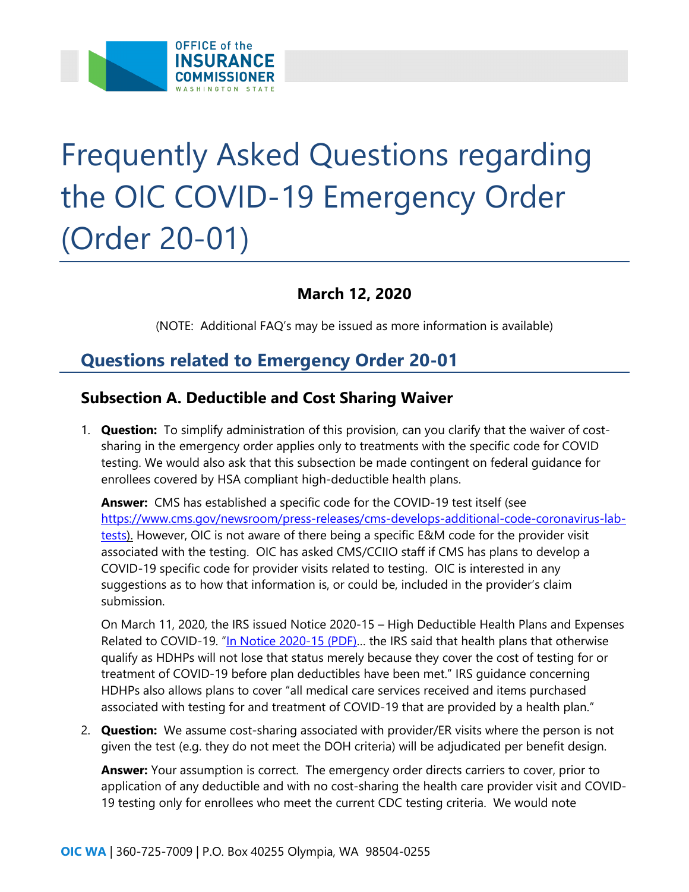# Frequently Asked Questions regarding the OIC COVID-19 Emergency Order (Order 20-01)

**March 12, 2020**

(NOTE: Additional FAQ's may be issued as more information is available)

## Questions related to Emergency Order 20-01

### Subsection A. Deductible and Cost Sharing Waiver

1. **Question:** To simplify administration of this provision, can you clarify that the waiver of cost-sharing in the emergency order applies only to treatments with the specific code for COVID testing. We would also ask that this subsection be made contingent on federal guidance for enrollees covered by HSA compliant high-deductible health plans.

   **Answer:** CMS has established a specific code for the COVID-19 test itself (see https://www.cms.gov/newsroom/press-releases/cms-develops-additional-code-coronavirus-lab-tests). However, OIC is not aware of there being a specific E&M code for the provider visit associated with the testing. OIC has asked CMS/CCIIO staff if CMS has plans to develop a COVID-19 specific code for provider visits related to testing. OIC is interested in any suggestions as to how that information is, or could be, included in the provider's claim submission.

   On March 11, 2020, the IRS issued Notice 2020-15 – High Deductible Health Plans and Expenses Related to COVID-19. "In Notice 2020-15 (PDF)... the IRS said that health plans that otherwise qualify as HDHPs will not lose that status merely because they cover the cost of testing for or treatment of COVID-19 before plan deductibles have been met." IRS guidance concerning HDHPs also allows plans to cover "all medical care services received and items purchased associated with testing for and treatment of COVID-19 that are provided by a health plan."

2. **Question:** We assume cost-sharing associated with provider/ER visits where the person is not given the test (e.g. they do not meet the DOH criteria) will be adjudicated per benefit design.

   **Answer:** Your assumption is correct. The emergency order directs carriers to cover, prior to application of any deductible and with no cost-sharing the health care provider visit and COVID-19 testing only for enrollees who meet the current CDC testing criteria. We would note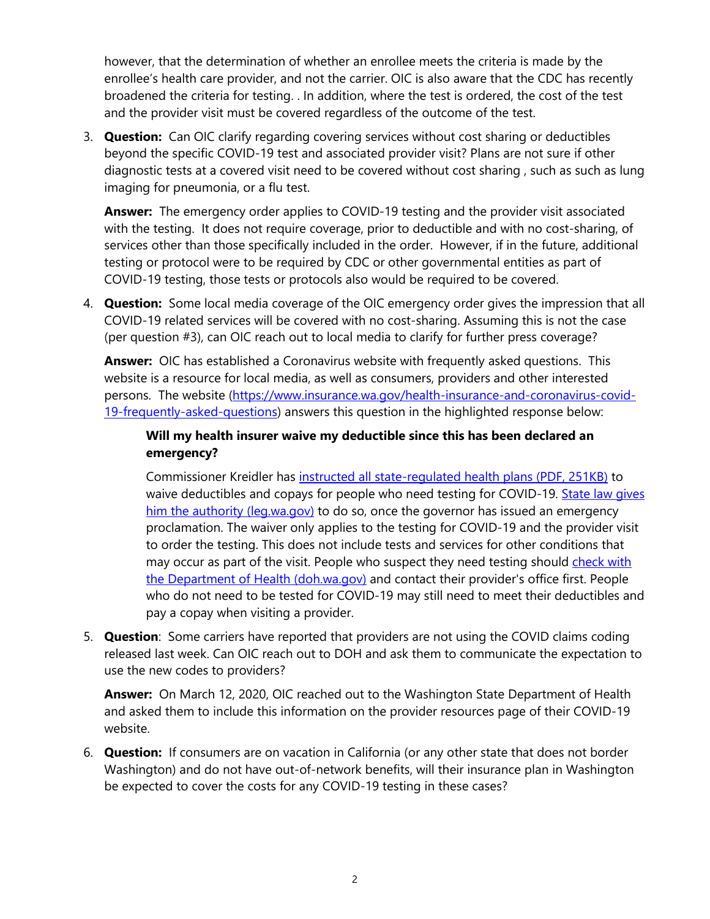however, that the determination of whether an enrollee meets the criteria is made by the enrollee's health care provider, and not the carrier. OIC is also aware that the CDC has recently broadened the criteria for testing. . In addition, where the test is ordered, the cost of the test and the provider visit must be covered regardless of the outcome of the test.

3. **Question:** Can OIC clarify regarding covering services without cost sharing or deductibles beyond the specific COVID-19 test and associated provider visit? Plans are not sure if other diagnostic tests at a covered visit need to be covered without cost sharing , such as such as lung imaging for pneumonia, or a flu test.

   **Answer:** The emergency order applies to COVID-19 testing and the provider visit associated with the testing. It does not require coverage, prior to deductible and with no cost-sharing, of services other than those specifically included in the order. However, if in the future, additional testing or protocol were to be required by CDC or other governmental entities as part of COVID-19 testing, those tests or protocols also would be required to be covered.

4. **Question:** Some local media coverage of the OIC emergency order gives the impression that all COVID-19 related services will be covered with no cost-sharing. Assuming this is not the case (per question #3), can OIC reach out to local media to clarify for further press coverage?

   **Answer:** OIC has established a Coronavirus website with frequently asked questions. This website is a resource for local media, as well as consumers, providers and other interested persons. The website (https://www.insurance.wa.gov/health-insurance-and-coronavirus-covid-19-frequently-asked-questions) answers this question in the highlighted response below:

   > **Will my health insurer waive my deductible since this has been declared an emergency?**
   >
   > Commissioner Kreidler has instructed all state-regulated health plans (PDF, 251KB) to waive deductibles and copays for people who need testing for COVID-19. State law gives him the authority (leg.wa.gov) to do so, once the governor has issued an emergency proclamation. The waiver only applies to the testing for COVID-19 and the provider visit to order the testing. This does not include tests and services for other conditions that may occur as part of the visit. People who suspect they need testing should check with the Department of Health (doh.wa.gov) and contact their provider's office first. People who do not need to be tested for COVID-19 may still need to meet their deductibles and pay a copay when visiting a provider.

5. **Question**: Some carriers have reported that providers are not using the COVID claims coding released last week. Can OIC reach out to DOH and ask them to communicate the expectation to use the new codes to providers?

   **Answer:** On March 12, 2020, OIC reached out to the Washington State Department of Health and asked them to include this information on the provider resources page of their COVID-19 website.

6. **Question:** If consumers are on vacation in California (or any other state that does not border Washington) and do not have out-of-network benefits, will their insurance plan in Washington be expected to cover the costs for any COVID-19 testing in these cases?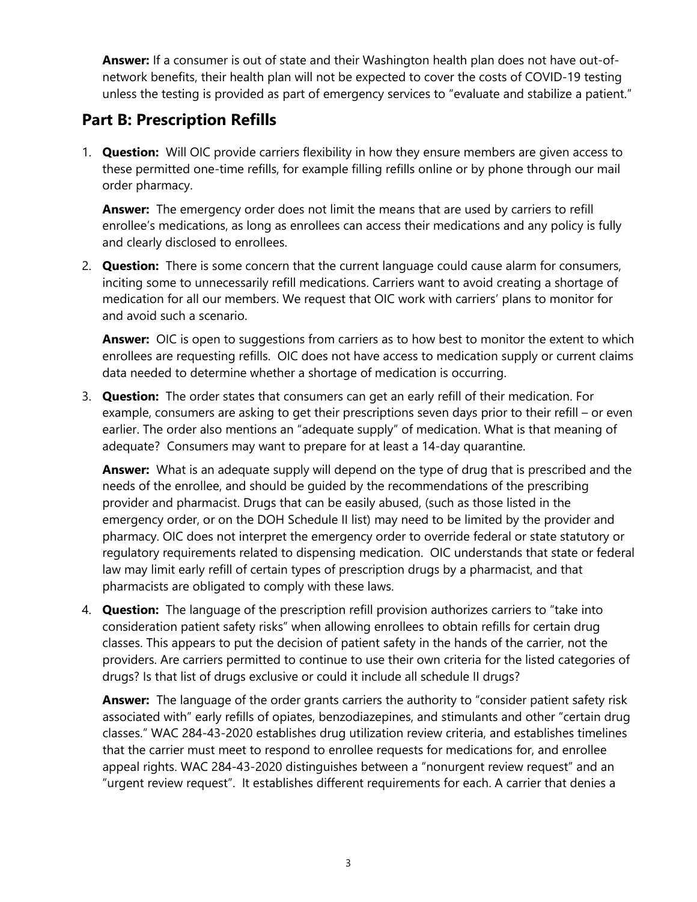**Answer:** If a consumer is out of state and their Washington health plan does not have out-of-network benefits, their health plan will not be expected to cover the costs of COVID-19 testing unless the testing is provided as part of emergency services to "evaluate and stabilize a patient."

## Part B: Prescription Refills

1. **Question:** Will OIC provide carriers flexibility in how they ensure members are given access to these permitted one-time refills, for example filling refills online or by phone through our mail order pharmacy.

   **Answer:** The emergency order does not limit the means that are used by carriers to refill enrollee's medications, as long as enrollees can access their medications and any policy is fully and clearly disclosed to enrollees.

2. **Question:** There is some concern that the current language could cause alarm for consumers, inciting some to unnecessarily refill medications. Carriers want to avoid creating a shortage of medication for all our members. We request that OIC work with carriers' plans to monitor for and avoid such a scenario.

   **Answer:** OIC is open to suggestions from carriers as to how best to monitor the extent to which enrollees are requesting refills. OIC does not have access to medication supply or current claims data needed to determine whether a shortage of medication is occurring.

3. **Question:** The order states that consumers can get an early refill of their medication. For example, consumers are asking to get their prescriptions seven days prior to their refill – or even earlier. The order also mentions an "adequate supply" of medication. What is that meaning of adequate? Consumers may want to prepare for at least a 14-day quarantine.

   **Answer:** What is an adequate supply will depend on the type of drug that is prescribed and the needs of the enrollee, and should be guided by the recommendations of the prescribing provider and pharmacist. Drugs that can be easily abused, (such as those listed in the emergency order, or on the DOH Schedule II list) may need to be limited by the provider and pharmacy. OIC does not interpret the emergency order to override federal or state statutory or regulatory requirements related to dispensing medication. OIC understands that state or federal law may limit early refill of certain types of prescription drugs by a pharmacist, and that pharmacists are obligated to comply with these laws.

4. **Question:** The language of the prescription refill provision authorizes carriers to "take into consideration patient safety risks" when allowing enrollees to obtain refills for certain drug classes. This appears to put the decision of patient safety in the hands of the carrier, not the providers. Are carriers permitted to continue to use their own criteria for the listed categories of drugs? Is that list of drugs exclusive or could it include all schedule II drugs?

   **Answer:** The language of the order grants carriers the authority to "consider patient safety risk associated with" early refills of opiates, benzodiazepines, and stimulants and other "certain drug classes." WAC 284-43-2020 establishes drug utilization review criteria, and establishes timelines that the carrier must meet to respond to enrollee requests for medications for, and enrollee appeal rights. WAC 284-43-2020 distinguishes between a "nonurgent review request" and an "urgent review request". It establishes different requirements for each. A carrier that denies a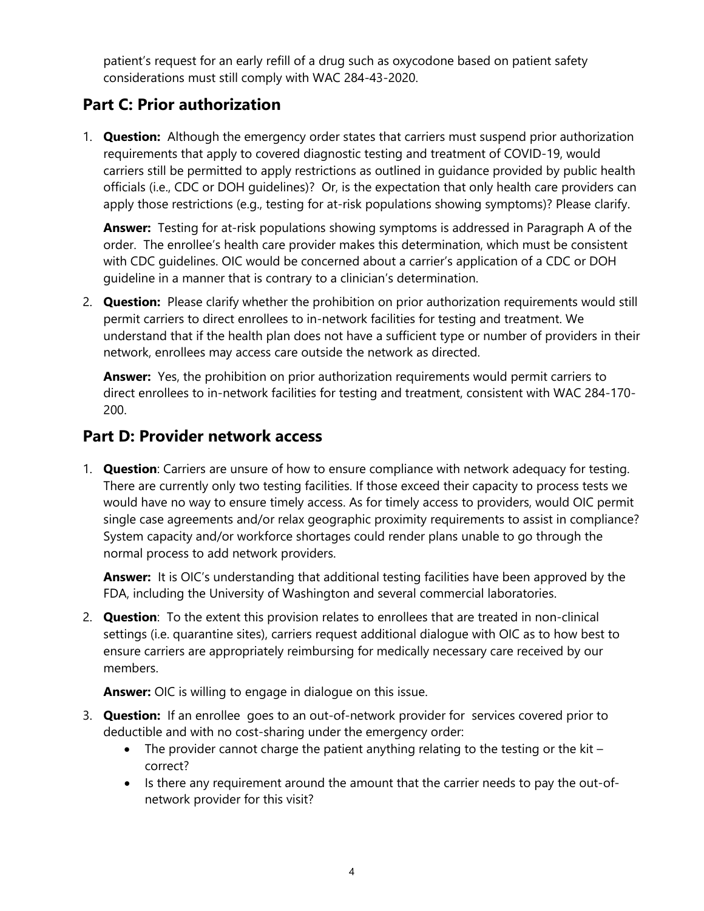patient's request for an early refill of a drug such as oxycodone based on patient safety considerations must still comply with WAC 284-43-2020.

## Part C: Prior authorization

1. **Question:** Although the emergency order states that carriers must suspend prior authorization requirements that apply to covered diagnostic testing and treatment of COVID-19, would carriers still be permitted to apply restrictions as outlined in guidance provided by public health officials (i.e., CDC or DOH guidelines)? Or, is the expectation that only health care providers can apply those restrictions (e.g., testing for at-risk populations showing symptoms)? Please clarify.

   **Answer:** Testing for at-risk populations showing symptoms is addressed in Paragraph A of the order. The enrollee's health care provider makes this determination, which must be consistent with CDC guidelines. OIC would be concerned about a carrier's application of a CDC or DOH guideline in a manner that is contrary to a clinician's determination.

2. **Question:** Please clarify whether the prohibition on prior authorization requirements would still permit carriers to direct enrollees to in-network facilities for testing and treatment. We understand that if the health plan does not have a sufficient type or number of providers in their network, enrollees may access care outside the network as directed.

   **Answer:** Yes, the prohibition on prior authorization requirements would permit carriers to direct enrollees to in-network facilities for testing and treatment, consistent with WAC 284-170-200.

## Part D: Provider network access

1. **Question**: Carriers are unsure of how to ensure compliance with network adequacy for testing. There are currently only two testing facilities. If those exceed their capacity to process tests we would have no way to ensure timely access. As for timely access to providers, would OIC permit single case agreements and/or relax geographic proximity requirements to assist in compliance? System capacity and/or workforce shortages could render plans unable to go through the normal process to add network providers.

   **Answer:** It is OIC's understanding that additional testing facilities have been approved by the FDA, including the University of Washington and several commercial laboratories.

2. **Question**: To the extent this provision relates to enrollees that are treated in non-clinical settings (i.e. quarantine sites), carriers request additional dialogue with OIC as to how best to ensure carriers are appropriately reimbursing for medically necessary care received by our members.

   **Answer:** OIC is willing to engage in dialogue on this issue.

3. **Question:** If an enrollee goes to an out-of-network provider for services covered prior to deductible and with no cost-sharing under the emergency order:
   - The provider cannot charge the patient anything relating to the testing or the kit – correct?
   - Is there any requirement around the amount that the carrier needs to pay the out-of-network provider for this visit?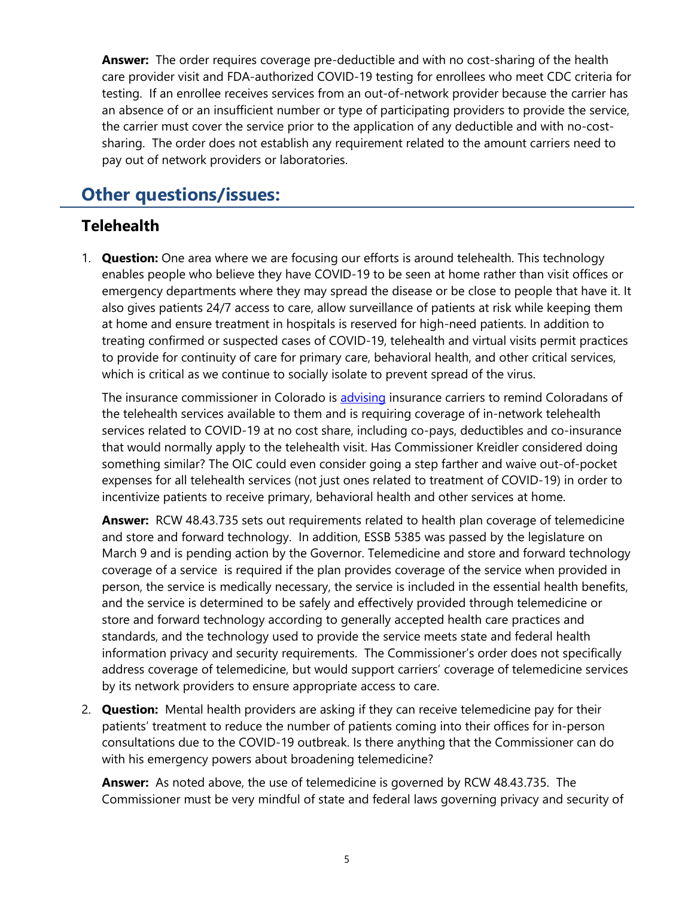**Answer:** The order requires coverage pre-deductible and with no cost-sharing of the health care provider visit and FDA-authorized COVID-19 testing for enrollees who meet CDC criteria for testing. If an enrollee receives services from an out-of-network provider because the carrier has an absence of or an insufficient number or type of participating providers to provide the service, the carrier must cover the service prior to the application of any deductible and with no-cost-sharing. The order does not establish any requirement related to the amount carriers need to pay out of network providers or laboratories.

## Other questions/issues:

### Telehealth

1. **Question:** One area where we are focusing our efforts is around telehealth. This technology enables people who believe they have COVID-19 to be seen at home rather than visit offices or emergency departments where they may spread the disease or be close to people that have it. It also gives patients 24/7 access to care, allow surveillance of patients at risk while keeping them at home and ensure treatment in hospitals is reserved for high-need patients. In addition to treating confirmed or suspected cases of COVID-19, telehealth and virtual visits permit practices to provide for continuity of care for primary care, behavioral health, and other critical services, which is critical as we continue to socially isolate to prevent spread of the virus.

   The insurance commissioner in Colorado is advising insurance carriers to remind Coloradans of the telehealth services available to them and is requiring coverage of in-network telehealth services related to COVID-19 at no cost share, including co-pays, deductibles and co-insurance that would normally apply to the telehealth visit. Has Commissioner Kreidler considered doing something similar? The OIC could even consider going a step farther and waive out-of-pocket expenses for all telehealth services (not just ones related to treatment of COVID-19) in order to incentivize patients to receive primary, behavioral health and other services at home.

   **Answer:** RCW 48.43.735 sets out requirements related to health plan coverage of telemedicine and store and forward technology. In addition, ESSB 5385 was passed by the legislature on March 9 and is pending action by the Governor. Telemedicine and store and forward technology coverage of a service is required if the plan provides coverage of the service when provided in person, the service is medically necessary, the service is included in the essential health benefits, and the service is determined to be safely and effectively provided through telemedicine or store and forward technology according to generally accepted health care practices and standards, and the technology used to provide the service meets state and federal health information privacy and security requirements. The Commissioner's order does not specifically address coverage of telemedicine, but would support carriers' coverage of telemedicine services by its network providers to ensure appropriate access to care.

2. **Question:** Mental health providers are asking if they can receive telemedicine pay for their patients' treatment to reduce the number of patients coming into their offices for in-person consultations due to the COVID-19 outbreak. Is there anything that the Commissioner can do with his emergency powers about broadening telemedicine?

   **Answer:** As noted above, the use of telemedicine is governed by RCW 48.43.735. The Commissioner must be very mindful of state and federal laws governing privacy and security of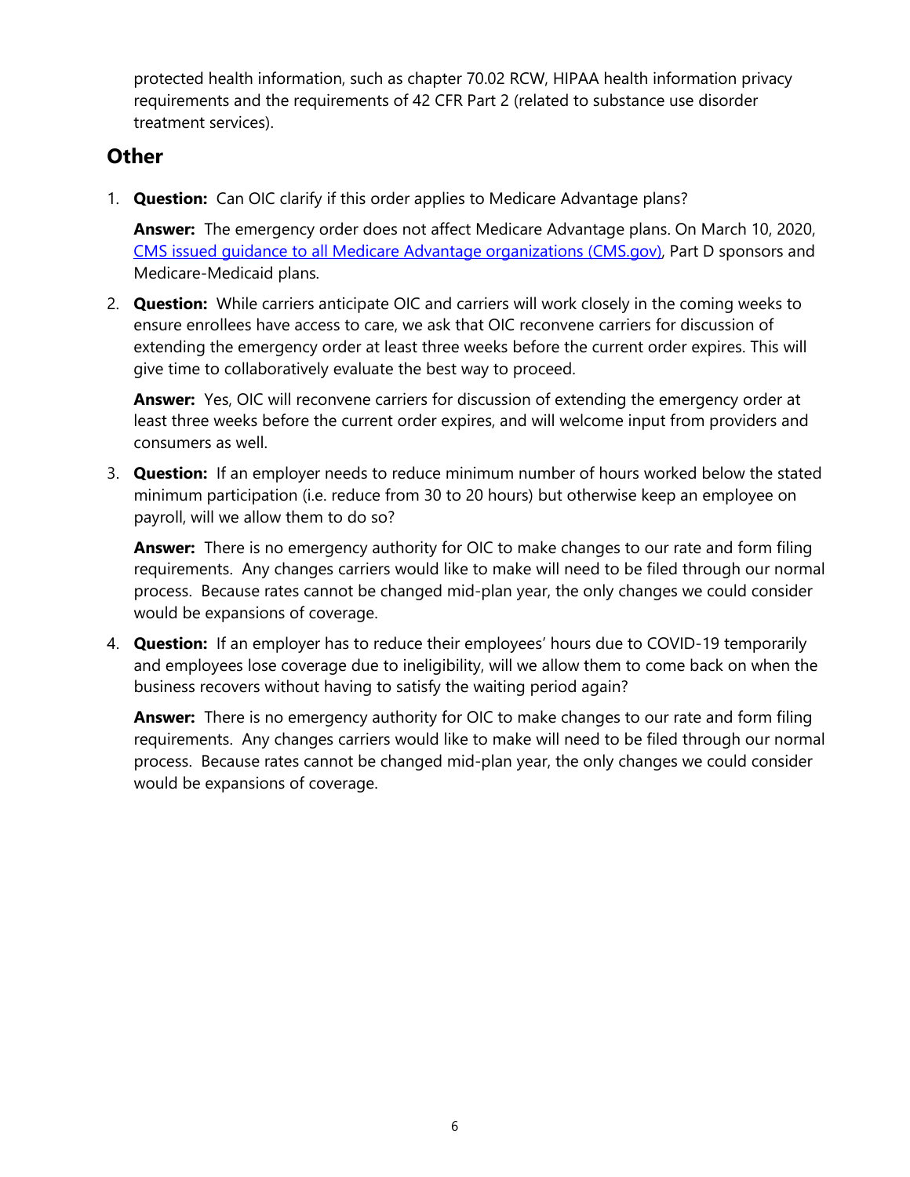protected health information, such as chapter 70.02 RCW, HIPAA health information privacy requirements and the requirements of 42 CFR Part 2 (related to substance use disorder treatment services).

## Other

1. **Question:** Can OIC clarify if this order applies to Medicare Advantage plans?

   **Answer:** The emergency order does not affect Medicare Advantage plans. On March 10, 2020, CMS issued guidance to all Medicare Advantage organizations (CMS.gov), Part D sponsors and Medicare-Medicaid plans.

2. **Question:** While carriers anticipate OIC and carriers will work closely in the coming weeks to ensure enrollees have access to care, we ask that OIC reconvene carriers for discussion of extending the emergency order at least three weeks before the current order expires. This will give time to collaboratively evaluate the best way to proceed.

   **Answer:** Yes, OIC will reconvene carriers for discussion of extending the emergency order at least three weeks before the current order expires, and will welcome input from providers and consumers as well.

3. **Question:** If an employer needs to reduce minimum number of hours worked below the stated minimum participation (i.e. reduce from 30 to 20 hours) but otherwise keep an employee on payroll, will we allow them to do so?

   **Answer:** There is no emergency authority for OIC to make changes to our rate and form filing requirements. Any changes carriers would like to make will need to be filed through our normal process. Because rates cannot be changed mid-plan year, the only changes we could consider would be expansions of coverage.

4. **Question:** If an employer has to reduce their employees' hours due to COVID-19 temporarily and employees lose coverage due to ineligibility, will we allow them to come back on when the business recovers without having to satisfy the waiting period again?

   **Answer:** There is no emergency authority for OIC to make changes to our rate and form filing requirements. Any changes carriers would like to make will need to be filed through our normal process. Because rates cannot be changed mid-plan year, the only changes we could consider would be expansions of coverage.